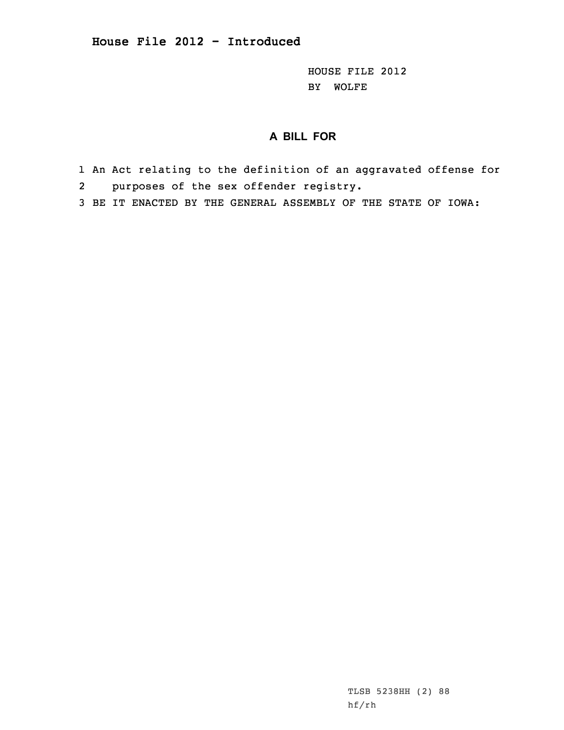# House File 2012 - Introduced

HOUSE FILE 2012
BY WOLFE

## A BILL FOR

1 An Act relating to the definition of an aggravated offense for
2 purposes of the sex offender registry.
3 BE IT ENACTED BY THE GENERAL ASSEMBLY OF THE STATE OF IOWA:

TLSB 5238HH (2) 88
hf/rh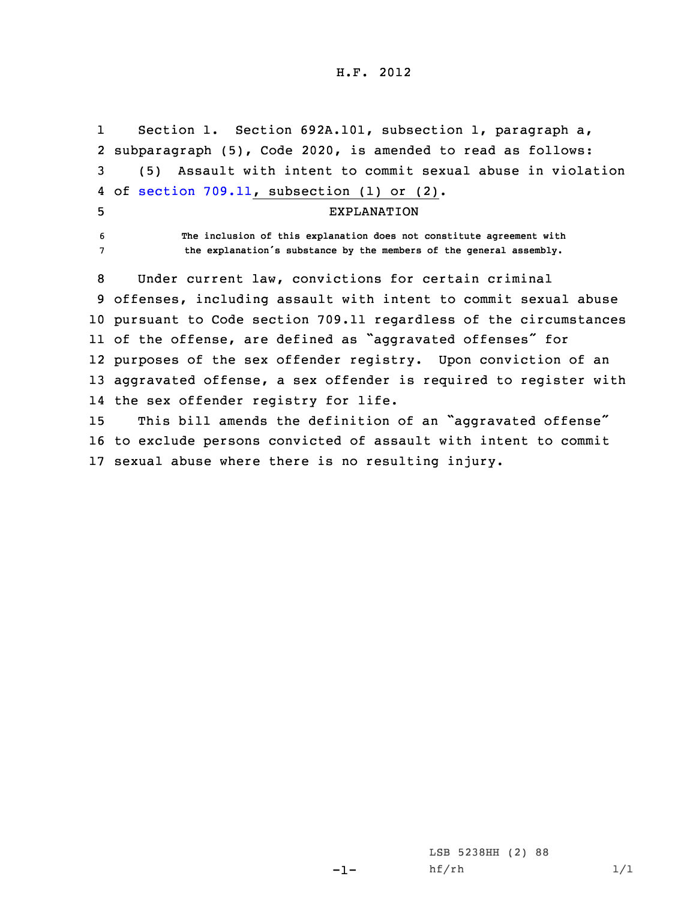H.F. 2012

Section 1. Section 692A.101, subsection 1, paragraph a, subparagraph (5), Code 2020, is amended to read as follows:

(5) Assault with intent to commit sexual abuse in violation of section 709.11, subsection (1) or (2).

EXPLANATION

The inclusion of this explanation does not constitute agreement with the explanation's substance by the members of the general assembly.

Under current law, convictions for certain criminal offenses, including assault with intent to commit sexual abuse pursuant to Code section 709.11 regardless of the circumstances of the offense, are defined as "aggravated offenses" for purposes of the sex offender registry. Upon conviction of an aggravated offense, a sex offender is required to register with the sex offender registry for life.

This bill amends the definition of an "aggravated offense" to exclude persons convicted of assault with intent to commit sexual abuse where there is no resulting injury.

LSB 5238HH (2) 88

hf/rh